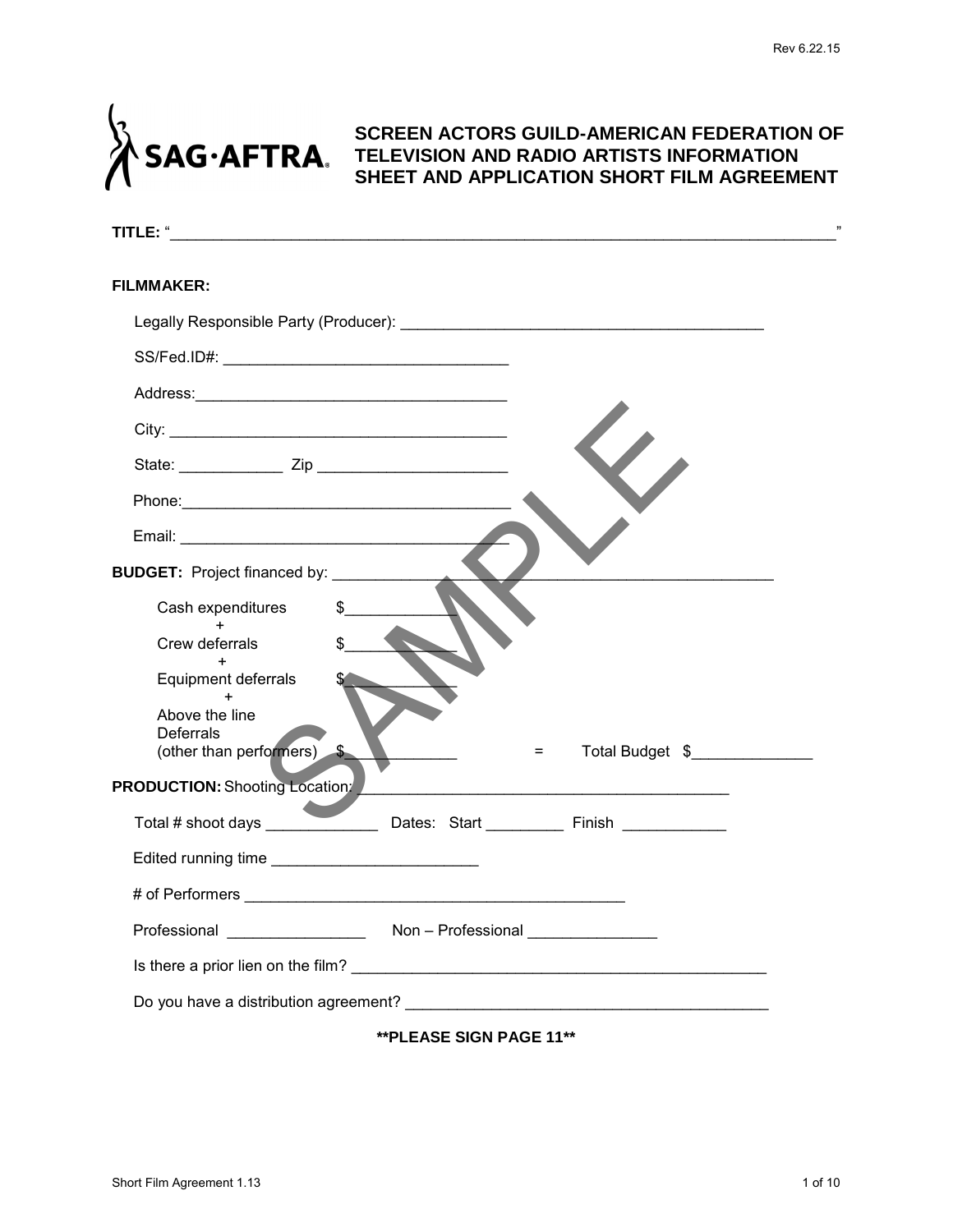# SCREEN ACTORS GUILD-AMERICAN FEDERATION OF TELEVISION AND RADIO ARTISTS INFORMATION SHEET AND APPLICATION SHORT FILM AGREEMENT

**TITLE:** "\_\_\_\_\_\_\_\_\_\_\_\_\_\_\_\_\_\_\_\_\_\_\_\_\_\_\_\_\_\_\_\_\_\_\_\_\_\_\_\_\_\_\_\_\_\_\_\_\_\_\_\_\_\_\_\_\_\_\_\_\_\_\_\_\_\_"

**FILMMAKER:**

Legally Responsible Party (Producer): \_\_\_\_\_\_\_\_\_\_\_\_\_\_\_\_\_\_\_\_\_\_\_\_\_\_\_\_\_\_\_\_\_\_\_\_\_\_

SS/Fed.ID#: \_\_\_\_\_\_\_\_\_\_\_\_\_\_\_\_\_\_\_\_\_\_\_\_\_\_\_\_\_\_

Address:\_\_\_\_\_\_\_\_\_\_\_\_\_\_\_\_\_\_\_\_\_\_\_\_\_\_\_\_\_\_\_\_\_

City: \_\_\_\_\_\_\_\_\_\_\_\_\_\_\_\_\_\_\_\_\_\_\_\_\_\_\_\_\_\_\_\_\_\_\_

State: \_\_\_\_\_\_\_\_\_\_\_ Zip \_\_\_\_\_\_\_\_\_\_\_\_\_\_\_\_\_\_\_\_

Phone:\_\_\_\_\_\_\_\_\_\_\_\_\_\_\_\_\_\_\_\_\_\_\_\_\_\_\_\_\_\_\_\_\_\_\_

Email: \_\_\_\_\_\_\_\_\_\_\_\_\_\_\_\_\_\_\_\_\_\_\_\_\_\_\_\_\_\_\_\_\_\_\_

**BUDGET:** Project financed by: \_\_\_\_\_\_\_\_\_\_\_\_\_\_\_\_\_\_\_\_\_\_\_\_\_\_\_\_\_\_\_\_\_\_\_\_\_\_\_\_\_\_\_\_

Cash expenditures $\_\_\_\_\_\_\_\_\_\_\_\_

+

Crew deferrals $\_\_\_\_\_\_\_\_\_\_\_\_

+

Equipment deferrals $\_\_\_\_\_\_\_\_\_\_\_\_

+

Above the line Deferrals (other than performers) $\_\_\_\_\_\_\_\_\_\_\_\_ = Total Budget $\_\_\_\_\_\_\_\_\_\_\_\_\_

**PRODUCTION:** Shooting Location: \_\_\_\_\_\_\_\_\_\_\_\_\_\_\_\_\_\_\_\_\_\_\_\_\_\_\_\_\_\_\_\_\_\_\_\_\_\_\_\_

Total # shoot days \_\_\_\_\_\_\_\_\_\_\_\_ Dates: Start \_\_\_\_\_\_\_\_\_ Finish \_\_\_\_\_\_\_\_\_\_\_

Edited running time \_\_\_\_\_\_\_\_\_\_\_\_\_\_\_\_\_\_\_\_\_\_

# of Performers \_\_\_\_\_\_\_\_\_\_\_\_\_\_\_\_\_\_\_\_\_\_\_\_\_\_\_\_\_\_\_\_\_\_\_\_\_\_\_\_

Professional \_\_\_\_\_\_\_\_\_\_\_\_\_\_\_ Non – Professional \_\_\_\_\_\_\_\_\_\_\_\_\_\_

Is there a prior lien on the film? \_\_\_\_\_\_\_\_\_\_\_\_\_\_\_\_\_\_\_\_\_\_\_\_\_\_\_\_\_\_\_\_\_\_\_\_\_\_\_\_\_\_\_

Do you have a distribution agreement? \_\_\_\_\_\_\_\_\_\_\_\_\_\_\_\_\_\_\_\_\_\_\_\_\_\_\_\_\_\_\_\_\_\_\_\_\_\_

**\*\*PLEASE SIGN PAGE 11\*\***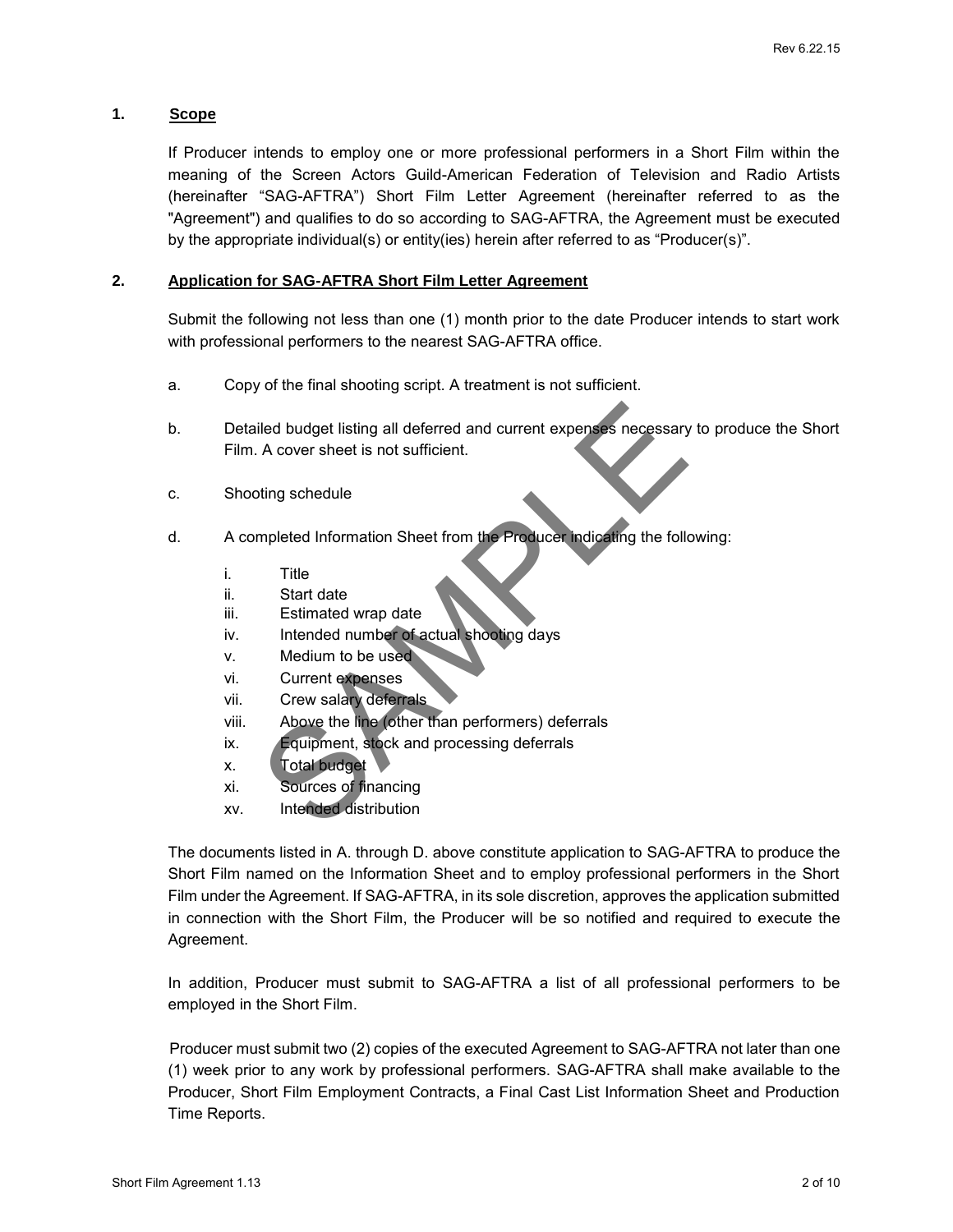## 1. Scope

If Producer intends to employ one or more professional performers in a Short Film within the meaning of the Screen Actors Guild-American Federation of Television and Radio Artists (hereinafter "SAG-AFTRA") Short Film Letter Agreement (hereinafter referred to as the "Agreement") and qualifies to do so according to SAG-AFTRA, the Agreement must be executed by the appropriate individual(s) or entity(ies) herein after referred to as "Producer(s)".

## 2. Application for SAG-AFTRA Short Film Letter Agreement

Submit the following not less than one (1) month prior to the date Producer intends to start work with professional performers to the nearest SAG-AFTRA office.

a. Copy of the final shooting script. A treatment is not sufficient.

b. Detailed budget listing all deferred and current expenses necessary to produce the Short Film. A cover sheet is not sufficient.

c. Shooting schedule

d. A completed Information Sheet from the Producer indicating the following:

   i. Title
   ii. Start date
   iii. Estimated wrap date
   iv. Intended number of actual shooting days
   v. Medium to be used
   vi. Current expenses
   vii. Crew salary deferrals
   viii. Above the line (other than performers) deferrals
   ix. Equipment, stock and processing deferrals
   x. Total budget
   xi. Sources of financing
   xv. Intended distribution

The documents listed in A. through D. above constitute application to SAG-AFTRA to produce the Short Film named on the Information Sheet and to employ professional performers in the Short Film under the Agreement. If SAG-AFTRA, in its sole discretion, approves the application submitted in connection with the Short Film, the Producer will be so notified and required to execute the Agreement.

In addition, Producer must submit to SAG-AFTRA a list of all professional performers to be employed in the Short Film.

Producer must submit two (2) copies of the executed Agreement to SAG-AFTRA not later than one (1) week prior to any work by professional performers. SAG-AFTRA shall make available to the Producer, Short Film Employment Contracts, a Final Cast List Information Sheet and Production Time Reports.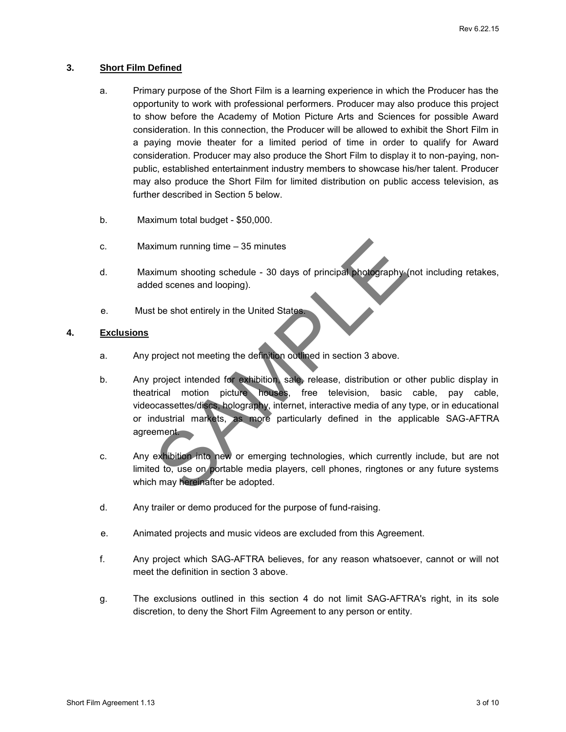## 3. Short Film Defined

a. Primary purpose of the Short Film is a learning experience in which the Producer has the opportunity to work with professional performers. Producer may also produce this project to show before the Academy of Motion Picture Arts and Sciences for possible Award consideration. In this connection, the Producer will be allowed to exhibit the Short Film in a paying movie theater for a limited period of time in order to qualify for Award consideration. Producer may also produce the Short Film to display it to non-paying, non-public, established entertainment industry members to showcase his/her talent. Producer may also produce the Short Film for limited distribution on public access television, as further described in Section 5 below.

b. Maximum total budget - $50,000.

c. Maximum running time – 35 minutes

d. Maximum shooting schedule - 30 days of principal photography (not including retakes, added scenes and looping).

e. Must be shot entirely in the United States.

## 4. Exclusions

a. Any project not meeting the definition outlined in section 3 above.

b. Any project intended for exhibition, sale, release, distribution or other public display in theatrical motion picture houses, free television, basic cable, pay cable, videocassettes/discs, holography, internet, interactive media of any type, or in educational or industrial markets, as more particularly defined in the applicable SAG-AFTRA agreement.

c. Any exhibition into new or emerging technologies, which currently include, but are not limited to, use on portable media players, cell phones, ringtones or any future systems which may hereinafter be adopted.

d. Any trailer or demo produced for the purpose of fund-raising.

e. Animated projects and music videos are excluded from this Agreement.

f. Any project which SAG-AFTRA believes, for any reason whatsoever, cannot or will not meet the definition in section 3 above.

g. The exclusions outlined in this section 4 do not limit SAG-AFTRA's right, in its sole discretion, to deny the Short Film Agreement to any person or entity.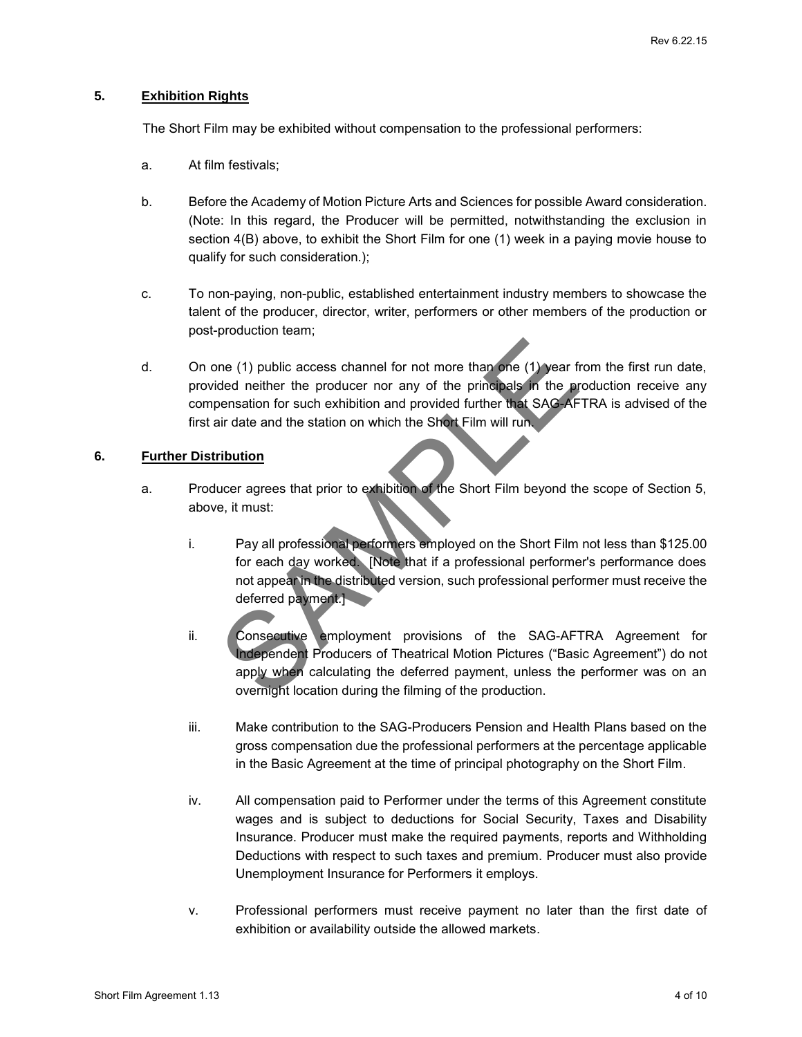## 5. Exhibition Rights

The Short Film may be exhibited without compensation to the professional performers:

a. At film festivals;

b. Before the Academy of Motion Picture Arts and Sciences for possible Award consideration. (Note: In this regard, the Producer will be permitted, notwithstanding the exclusion in section 4(B) above, to exhibit the Short Film for one (1) week in a paying movie house to qualify for such consideration.);

c. To non-paying, non-public, established entertainment industry members to showcase the talent of the producer, director, writer, performers or other members of the production or post-production team;

d. On one (1) public access channel for not more than one (1) year from the first run date, provided neither the producer nor any of the principals in the production receive any compensation for such exhibition and provided further that SAG-AFTRA is advised of the first air date and the station on which the Short Film will run.

## 6. Further Distribution

a. Producer agrees that prior to exhibition of the Short Film beyond the scope of Section 5, above, it must:

i. Pay all professional performers employed on the Short Film not less than $125.00 for each day worked. [Note that if a professional performer's performance does not appear in the distributed version, such professional performer must receive the deferred payment.]

ii. Consecutive employment provisions of the SAG-AFTRA Agreement for Independent Producers of Theatrical Motion Pictures ("Basic Agreement") do not apply when calculating the deferred payment, unless the performer was on an overnight location during the filming of the production.

iii. Make contribution to the SAG-Producers Pension and Health Plans based on the gross compensation due the professional performers at the percentage applicable in the Basic Agreement at the time of principal photography on the Short Film.

iv. All compensation paid to Performer under the terms of this Agreement constitute wages and is subject to deductions for Social Security, Taxes and Disability Insurance. Producer must make the required payments, reports and Withholding Deductions with respect to such taxes and premium. Producer must also provide Unemployment Insurance for Performers it employs.

v. Professional performers must receive payment no later than the first date of exhibition or availability outside the allowed markets.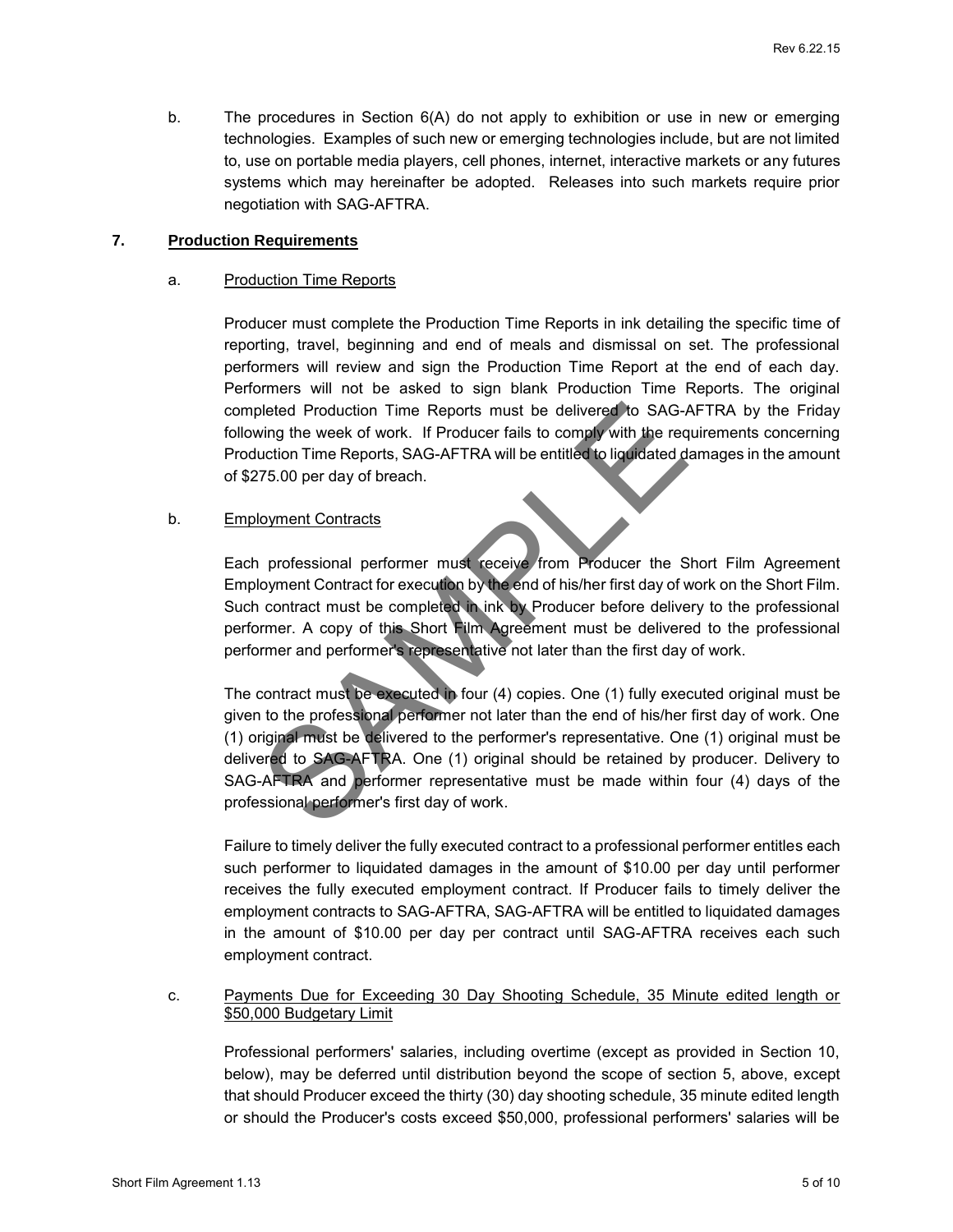b. The procedures in Section 6(A) do not apply to exhibition or use in new or emerging technologies. Examples of such new or emerging technologies include, but are not limited to, use on portable media players, cell phones, internet, interactive markets or any futures systems which may hereinafter be adopted. Releases into such markets require prior negotiation with SAG-AFTRA.

## 7. Production Requirements

### a. Production Time Reports

Producer must complete the Production Time Reports in ink detailing the specific time of reporting, travel, beginning and end of meals and dismissal on set. The professional performers will review and sign the Production Time Report at the end of each day. Performers will not be asked to sign blank Production Time Reports. The original completed Production Time Reports must be delivered to SAG-AFTRA by the Friday following the week of work. If Producer fails to comply with the requirements concerning Production Time Reports, SAG-AFTRA will be entitled to liquidated damages in the amount of $275.00 per day of breach.

### b. Employment Contracts

Each professional performer must receive from Producer the Short Film Agreement Employment Contract for execution by the end of his/her first day of work on the Short Film. Such contract must be completed in ink by Producer before delivery to the professional performer. A copy of this Short Film Agreement must be delivered to the professional performer and performer's representative not later than the first day of work.

The contract must be executed in four (4) copies. One (1) fully executed original must be given to the professional performer not later than the end of his/her first day of work. One (1) original must be delivered to the performer's representative. One (1) original must be delivered to SAG-AFTRA. One (1) original should be retained by producer. Delivery to SAG-AFTRA and performer representative must be made within four (4) days of the professional performer's first day of work.

Failure to timely deliver the fully executed contract to a professional performer entitles each such performer to liquidated damages in the amount of $10.00 per day until performer receives the fully executed employment contract. If Producer fails to timely deliver the employment contracts to SAG-AFTRA, SAG-AFTRA will be entitled to liquidated damages in the amount of $10.00 per day per contract until SAG-AFTRA receives each such employment contract.

### c. Payments Due for Exceeding 30 Day Shooting Schedule, 35 Minute edited length or $50,000 Budgetary Limit

Professional performers' salaries, including overtime (except as provided in Section 10, below), may be deferred until distribution beyond the scope of section 5, above, except that should Producer exceed the thirty (30) day shooting schedule, 35 minute edited length or should the Producer's costs exceed $50,000, professional performers' salaries will be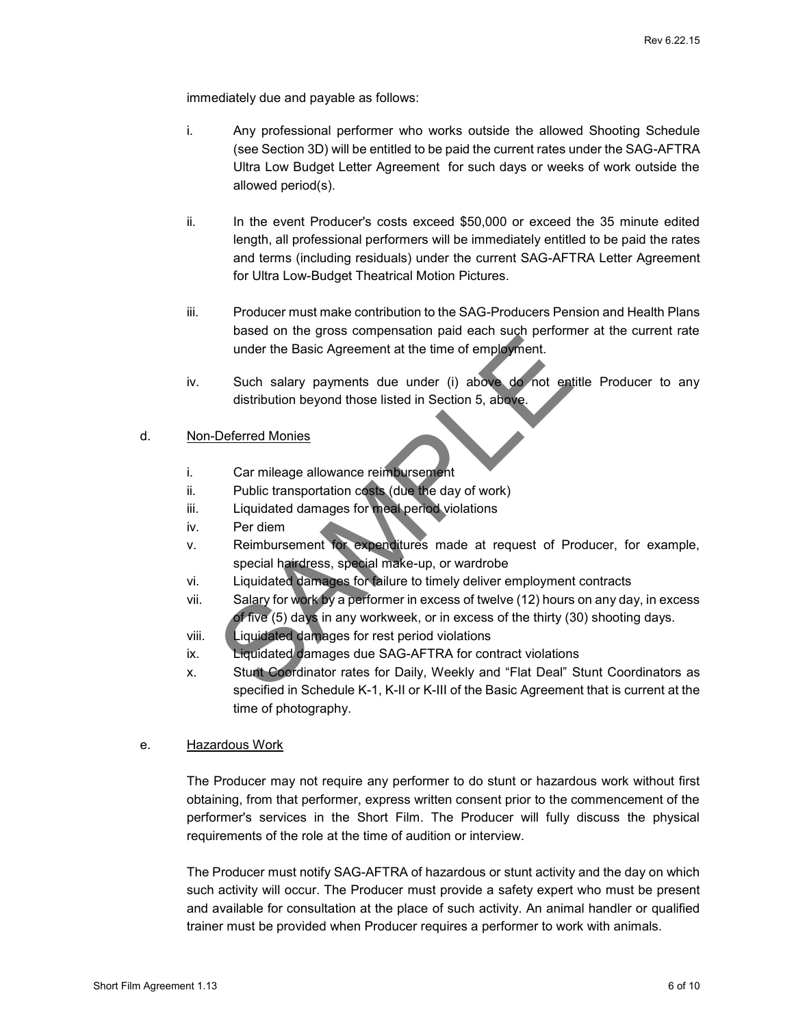immediately due and payable as follows:

i. Any professional performer who works outside the allowed Shooting Schedule (see Section 3D) will be entitled to be paid the current rates under the SAG-AFTRA Ultra Low Budget Letter Agreement for such days or weeks of work outside the allowed period(s).

ii. In the event Producer's costs exceed $50,000 or exceed the 35 minute edited length, all professional performers will be immediately entitled to be paid the rates and terms (including residuals) under the current SAG-AFTRA Letter Agreement for Ultra Low-Budget Theatrical Motion Pictures.

iii. Producer must make contribution to the SAG-Producers Pension and Health Plans based on the gross compensation paid each such performer at the current rate under the Basic Agreement at the time of employment.

iv. Such salary payments due under (i) above do not entitle Producer to any distribution beyond those listed in Section 5, above.

d. Non-Deferred Monies

i. Car mileage allowance reimbursement
ii. Public transportation costs (due the day of work)
iii. Liquidated damages for meal period violations
iv. Per diem
v. Reimbursement for expenditures made at request of Producer, for example, special hairdress, special make-up, or wardrobe
vi. Liquidated damages for failure to timely deliver employment contracts
vii. Salary for work by a performer in excess of twelve (12) hours on any day, in excess of five (5) days in any workweek, or in excess of the thirty (30) shooting days.
viii. Liquidated damages for rest period violations
ix. Liquidated damages due SAG-AFTRA for contract violations
x. Stunt Coordinator rates for Daily, Weekly and "Flat Deal" Stunt Coordinators as specified in Schedule K-1, K-II or K-III of the Basic Agreement that is current at the time of photography.

e. Hazardous Work

The Producer may not require any performer to do stunt or hazardous work without first obtaining, from that performer, express written consent prior to the commencement of the performer's services in the Short Film. The Producer will fully discuss the physical requirements of the role at the time of audition or interview.

The Producer must notify SAG-AFTRA of hazardous or stunt activity and the day on which such activity will occur. The Producer must provide a safety expert who must be present and available for consultation at the place of such activity. An animal handler or qualified trainer must be provided when Producer requires a performer to work with animals.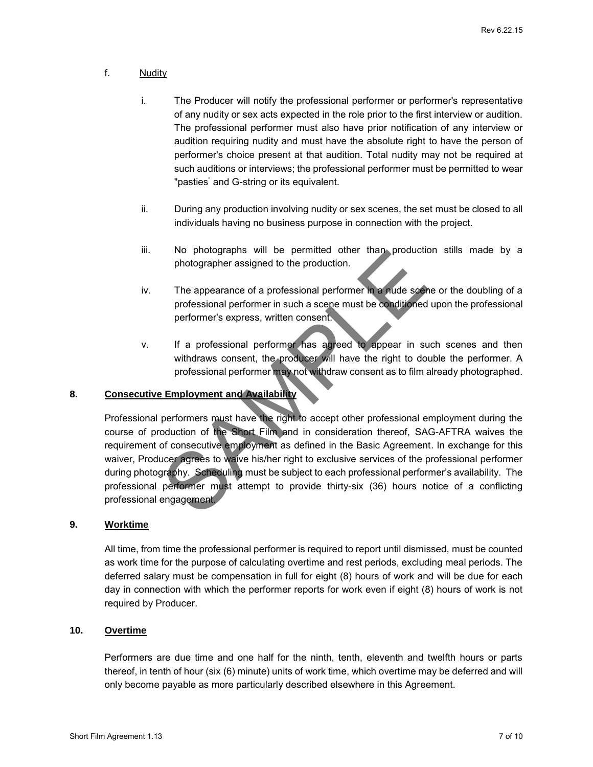f. Nudity

i. The Producer will notify the professional performer or performer's representative of any nudity or sex acts expected in the role prior to the first interview or audition. The professional performer must also have prior notification of any interview or audition requiring nudity and must have the absolute right to have the person of performer's choice present at that audition. Total nudity may not be required at such auditions or interviews; the professional performer must be permitted to wear "pasties" and G-string or its equivalent.

ii. During any production involving nudity or sex scenes, the set must be closed to all individuals having no business purpose in connection with the project.

iii. No photographs will be permitted other than production stills made by a photographer assigned to the production.

iv. The appearance of a professional performer in a nude scene or the doubling of a professional performer in such a scene must be conditioned upon the professional performer's express, written consent.

v. If a professional performer has agreed to appear in such scenes and then withdraws consent, the producer will have the right to double the performer. A professional performer may not withdraw consent as to film already photographed.

## 8. Consecutive Employment and Availability

Professional performers must have the right to accept other professional employment during the course of production of the Short Film and in consideration thereof, SAG-AFTRA waives the requirement of consecutive employment as defined in the Basic Agreement. In exchange for this waiver, Producer agrees to waive his/her right to exclusive services of the professional performer during photography. Scheduling must be subject to each professional performer's availability. The professional performer must attempt to provide thirty-six (36) hours notice of a conflicting professional engagement.

## 9. Worktime

All time, from time the professional performer is required to report until dismissed, must be counted as work time for the purpose of calculating overtime and rest periods, excluding meal periods. The deferred salary must be compensation in full for eight (8) hours of work and will be due for each day in connection with which the performer reports for work even if eight (8) hours of work is not required by Producer.

## 10. Overtime

Performers are due time and one half for the ninth, tenth, eleventh and twelfth hours or parts thereof, in tenth of hour (six (6) minute) units of work time, which overtime may be deferred and will only become payable as more particularly described elsewhere in this Agreement.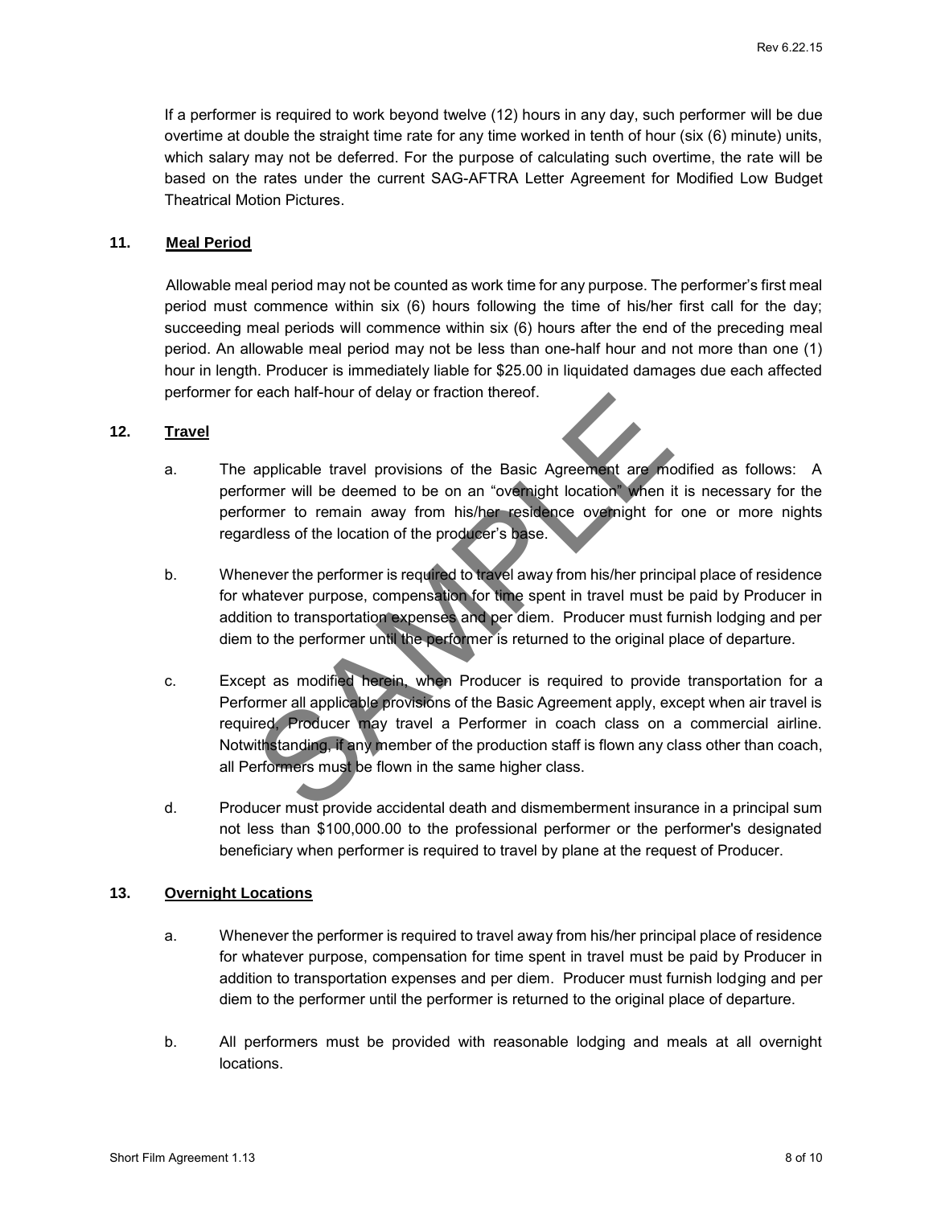If a performer is required to work beyond twelve (12) hours in any day, such performer will be due overtime at double the straight time rate for any time worked in tenth of hour (six (6) minute) units, which salary may not be deferred. For the purpose of calculating such overtime, the rate will be based on the rates under the current SAG-AFTRA Letter Agreement for Modified Low Budget Theatrical Motion Pictures.

## 11. Meal Period

Allowable meal period may not be counted as work time for any purpose. The performer's first meal period must commence within six (6) hours following the time of his/her first call for the day; succeeding meal periods will commence within six (6) hours after the end of the preceding meal period. An allowable meal period may not be less than one-half hour and not more than one (1) hour in length. Producer is immediately liable for $25.00 in liquidated damages due each affected performer for each half-hour of delay or fraction thereof.

## 12. Travel

a. The applicable travel provisions of the Basic Agreement are modified as follows: A performer will be deemed to be on an "overnight location" when it is necessary for the performer to remain away from his/her residence overnight for one or more nights regardless of the location of the producer's base.

b. Whenever the performer is required to travel away from his/her principal place of residence for whatever purpose, compensation for time spent in travel must be paid by Producer in addition to transportation expenses and per diem. Producer must furnish lodging and per diem to the performer until the performer is returned to the original place of departure.

c. Except as modified herein, when Producer is required to provide transportation for a Performer all applicable provisions of the Basic Agreement apply, except when air travel is required, Producer may travel a Performer in coach class on a commercial airline. Notwithstanding, if any member of the production staff is flown any class other than coach, all Performers must be flown in the same higher class.

d. Producer must provide accidental death and dismemberment insurance in a principal sum not less than $100,000.00 to the professional performer or the performer's designated beneficiary when performer is required to travel by plane at the request of Producer.

## 13. Overnight Locations

a. Whenever the performer is required to travel away from his/her principal place of residence for whatever purpose, compensation for time spent in travel must be paid by Producer in addition to transportation expenses and per diem. Producer must furnish lodging and per diem to the performer until the performer is returned to the original place of departure.

b. All performers must be provided with reasonable lodging and meals at all overnight locations.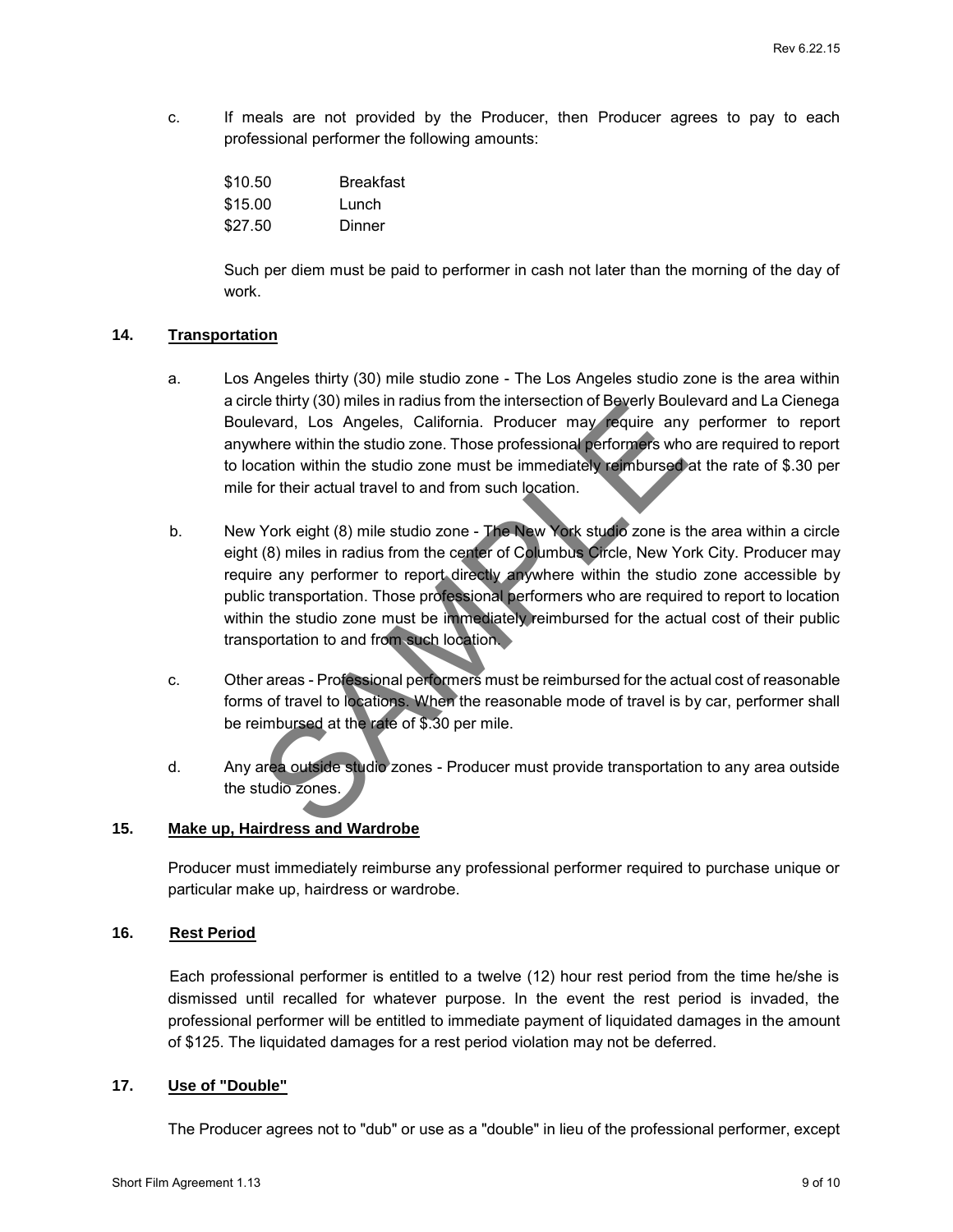c. If meals are not provided by the Producer, then Producer agrees to pay to each professional performer the following amounts:

| | |
|---|---|
| $10.50 | Breakfast |
| $15.00 | Lunch |
| $27.50 | Dinner |

Such per diem must be paid to performer in cash not later than the morning of the day of work.

## 14. Transportation

a. Los Angeles thirty (30) mile studio zone - The Los Angeles studio zone is the area within a circle thirty (30) miles in radius from the intersection of Beverly Boulevard and La Cienega Boulevard, Los Angeles, California. Producer may require any performer to report anywhere within the studio zone. Those professional performers who are required to report to location within the studio zone must be immediately reimbursed at the rate of $.30 per mile for their actual travel to and from such location.

b. New York eight (8) mile studio zone - The New York studio zone is the area within a circle eight (8) miles in radius from the center of Columbus Circle, New York City. Producer may require any performer to report directly anywhere within the studio zone accessible by public transportation. Those professional performers who are required to report to location within the studio zone must be immediately reimbursed for the actual cost of their public transportation to and from such location.

c. Other areas - Professional performers must be reimbursed for the actual cost of reasonable forms of travel to locations. When the reasonable mode of travel is by car, performer shall be reimbursed at the rate of $.30 per mile.

d. Any area outside studio zones - Producer must provide transportation to any area outside the studio zones.

## 15. Make up, Hairdress and Wardrobe

Producer must immediately reimburse any professional performer required to purchase unique or particular make up, hairdress or wardrobe.

## 16. Rest Period

Each professional performer is entitled to a twelve (12) hour rest period from the time he/she is dismissed until recalled for whatever purpose. In the event the rest period is invaded, the professional performer will be entitled to immediate payment of liquidated damages in the amount of $125. The liquidated damages for a rest period violation may not be deferred.

## 17. Use of "Double"

The Producer agrees not to "dub" or use as a "double" in lieu of the professional performer, except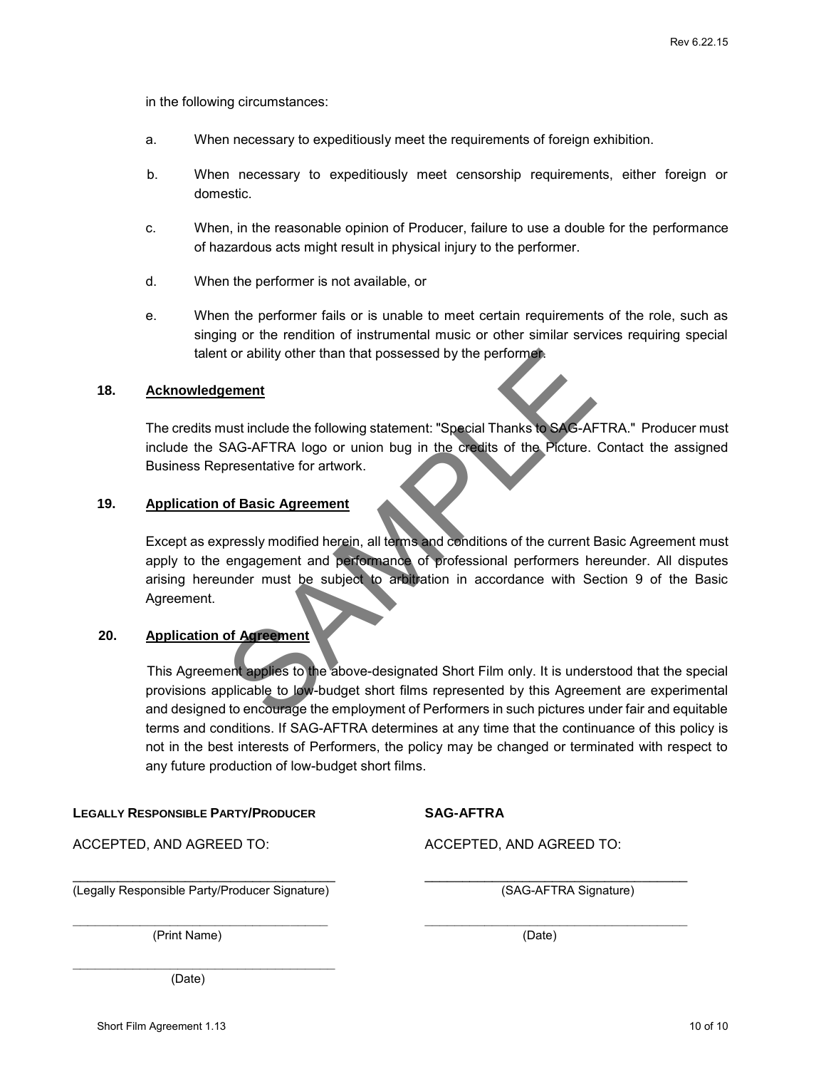in the following circumstances:

a. When necessary to expeditiously meet the requirements of foreign exhibition.

b. When necessary to expeditiously meet censorship requirements, either foreign or domestic.

c. When, in the reasonable opinion of Producer, failure to use a double for the performance of hazardous acts might result in physical injury to the performer.

d. When the performer is not available, or

e. When the performer fails or is unable to meet certain requirements of the role, such as singing or the rendition of instrumental music or other similar services requiring special talent or ability other than that possessed by the performer.

**18. Acknowledgement**

The credits must include the following statement: "Special Thanks to SAG-AFTRA." Producer must include the SAG-AFTRA logo or union bug in the credits of the Picture. Contact the assigned Business Representative for artwork.

**19. Application of Basic Agreement**

Except as expressly modified herein, all terms and conditions of the current Basic Agreement must apply to the engagement and performance of professional performers hereunder. All disputes arising hereunder must be subject to arbitration in accordance with Section 9 of the Basic Agreement.

**20. Application of Agreement**

This Agreement applies to the above-designated Short Film only. It is understood that the special provisions applicable to low-budget short films represented by this Agreement are experimental and designed to encourage the employment of Performers in such pictures under fair and equitable terms and conditions. If SAG-AFTRA determines at any time that the continuance of this policy is not in the best interests of Performers, the policy may be changed or terminated with respect to any future production of low-budget short films.

SAMPLE

**LEGALLY RESPONSIBLE PARTY/PRODUCER**

ACCEPTED, AND AGREED TO:

\_\_\_\_\_\_\_\_\_\_\_\_\_\_\_\_\_\_\_\_\_\_\_\_\_\_\_\_\_\_\_\_\_\_\_\_
(Legally Responsible Party/Producer Signature)

\_\_\_\_\_\_\_\_\_\_\_\_\_\_\_\_\_\_\_\_\_\_\_\_\_\_\_\_\_\_\_\_\_\_\_\_
(Print Name)

\_\_\_\_\_\_\_\_\_\_\_\_\_\_\_\_\_\_\_\_\_\_\_\_\_\_\_\_\_\_\_\_\_\_\_\_
(Date)

**SAG-AFTRA**

ACCEPTED, AND AGREED TO:

\_\_\_\_\_\_\_\_\_\_\_\_\_\_\_\_\_\_\_\_\_\_\_\_\_\_\_\_\_\_\_\_\_\_\_\_
(SAG-AFTRA Signature)

\_\_\_\_\_\_\_\_\_\_\_\_\_\_\_\_\_\_\_\_\_\_\_\_\_\_\_\_\_\_\_\_\_\_\_\_
(Date)